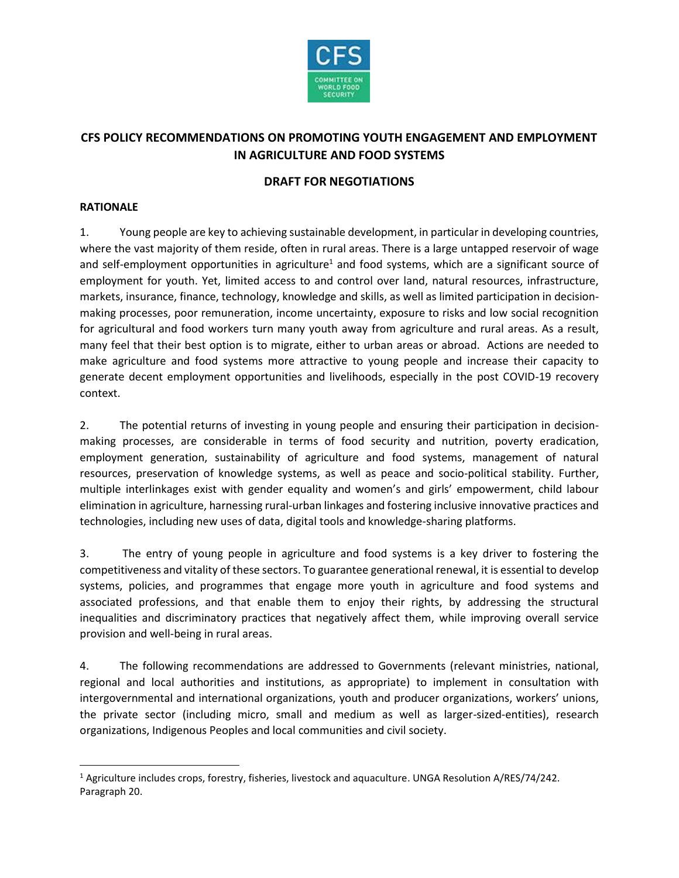# CFS POLICY RECOMMENDATIONS ON PROMOTING YOUTH ENGAGEMENT AND EMPLOYMENT IN AGRICULTURE AND FOOD SYSTEMS

## DRAFT FOR NEGOTIATIONS

### RATIONALE

1. Young people are key to achieving sustainable development, in particular in developing countries, where the vast majority of them reside, often in rural areas. There is a large untapped reservoir of wage and self-employment opportunities in agriculture[1] and food systems, which are a significant source of employment for youth. Yet, limited access to and control over land, natural resources, infrastructure, markets, insurance, finance, technology, knowledge and skills, as well as limited participation in decision-making processes, poor remuneration, income uncertainty, exposure to risks and low social recognition for agricultural and food workers turn many youth away from agriculture and rural areas. As a result, many feel that their best option is to migrate, either to urban areas or abroad. Actions are needed to make agriculture and food systems more attractive to young people and increase their capacity to generate decent employment opportunities and livelihoods, especially in the post COVID-19 recovery context.

2. The potential returns of investing in young people and ensuring their participation in decision-making processes, are considerable in terms of food security and nutrition, poverty eradication, employment generation, sustainability of agriculture and food systems, management of natural resources, preservation of knowledge systems, as well as peace and socio-political stability. Further, multiple interlinkages exist with gender equality and women's and girls' empowerment, child labour elimination in agriculture, harnessing rural-urban linkages and fostering inclusive innovative practices and technologies, including new uses of data, digital tools and knowledge-sharing platforms.

3. The entry of young people in agriculture and food systems is a key driver to fostering the competitiveness and vitality of these sectors. To guarantee generational renewal, it is essential to develop systems, policies, and programmes that engage more youth in agriculture and food systems and associated professions, and that enable them to enjoy their rights, by addressing the structural inequalities and discriminatory practices that negatively affect them, while improving overall service provision and well-being in rural areas.

4. The following recommendations are addressed to Governments (relevant ministries, national, regional and local authorities and institutions, as appropriate) to implement in consultation with intergovernmental and international organizations, youth and producer organizations, workers' unions, the private sector (including micro, small and medium as well as larger-sized-entities), research organizations, Indigenous Peoples and local communities and civil society.

---

[1] Agriculture includes crops, forestry, fisheries, livestock and aquaculture. UNGA Resolution A/RES/74/242. Paragraph 20.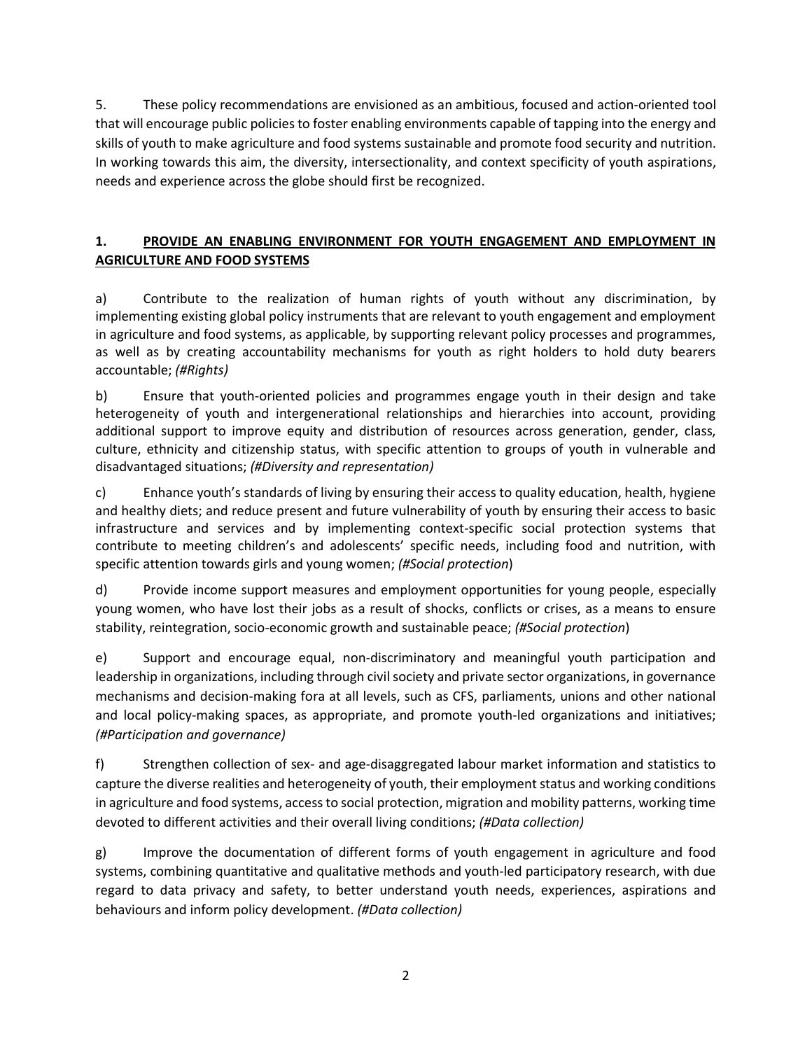5. These policy recommendations are envisioned as an ambitious, focused and action-oriented tool that will encourage public policies to foster enabling environments capable of tapping into the energy and skills of youth to make agriculture and food systems sustainable and promote food security and nutrition. In working towards this aim, the diversity, intersectionality, and context specificity of youth aspirations, needs and experience across the globe should first be recognized.

## 1. <u>PROVIDE AN ENABLING ENVIRONMENT FOR YOUTH ENGAGEMENT AND EMPLOYMENT IN AGRICULTURE AND FOOD SYSTEMS</u>

a) Contribute to the realization of human rights of youth without any discrimination, by implementing existing global policy instruments that are relevant to youth engagement and employment in agriculture and food systems, as applicable, by supporting relevant policy processes and programmes, as well as by creating accountability mechanisms for youth as right holders to hold duty bearers accountable; *(#Rights)*

b) Ensure that youth-oriented policies and programmes engage youth in their design and take heterogeneity of youth and intergenerational relationships and hierarchies into account, providing additional support to improve equity and distribution of resources across generation, gender, class, culture, ethnicity and citizenship status, with specific attention to groups of youth in vulnerable and disadvantaged situations; *(#Diversity and representation)*

c) Enhance youth's standards of living by ensuring their access to quality education, health, hygiene and healthy diets; and reduce present and future vulnerability of youth by ensuring their access to basic infrastructure and services and by implementing context-specific social protection systems that contribute to meeting children's and adolescents' specific needs, including food and nutrition, with specific attention towards girls and young women; *(#Social protection)*

d) Provide income support measures and employment opportunities for young people, especially young women, who have lost their jobs as a result of shocks, conflicts or crises, as a means to ensure stability, reintegration, socio-economic growth and sustainable peace; *(#Social protection)*

e) Support and encourage equal, non-discriminatory and meaningful youth participation and leadership in organizations, including through civil society and private sector organizations, in governance mechanisms and decision-making fora at all levels, such as CFS, parliaments, unions and other national and local policy-making spaces, as appropriate, and promote youth-led organizations and initiatives; *(#Participation and governance)*

f) Strengthen collection of sex- and age-disaggregated labour market information and statistics to capture the diverse realities and heterogeneity of youth, their employment status and working conditions in agriculture and food systems, access to social protection, migration and mobility patterns, working time devoted to different activities and their overall living conditions; *(#Data collection)*

g) Improve the documentation of different forms of youth engagement in agriculture and food systems, combining quantitative and qualitative methods and youth-led participatory research, with due regard to data privacy and safety, to better understand youth needs, experiences, aspirations and behaviours and inform policy development. *(#Data collection)*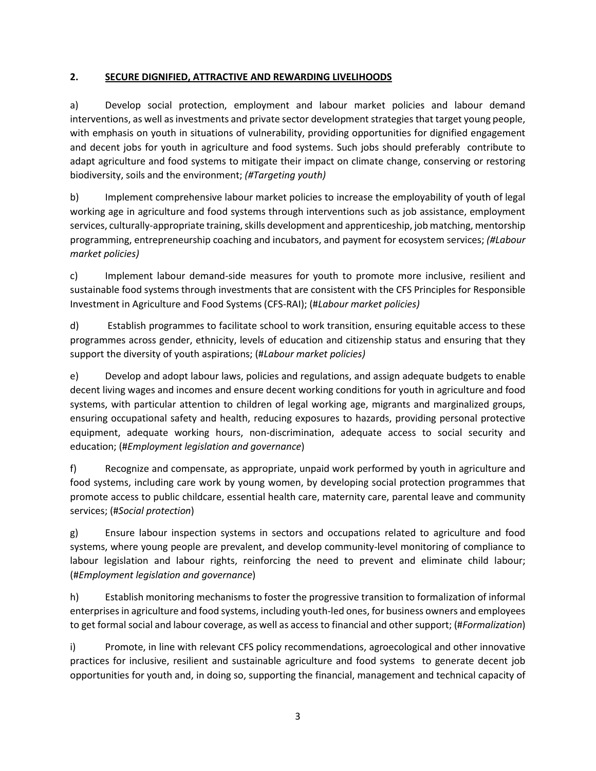## 2. SECURE DIGNIFIED, ATTRACTIVE AND REWARDING LIVELIHOODS

a) Develop social protection, employment and labour market policies and labour demand interventions, as well as investments and private sector development strategies that target young people, with emphasis on youth in situations of vulnerability, providing opportunities for dignified engagement and decent jobs for youth in agriculture and food systems. Such jobs should preferably contribute to adapt agriculture and food systems to mitigate their impact on climate change, conserving or restoring biodiversity, soils and the environment; *(#Targeting youth)*

b) Implement comprehensive labour market policies to increase the employability of youth of legal working age in agriculture and food systems through interventions such as job assistance, employment services, culturally-appropriate training, skills development and apprenticeship, job matching, mentorship programming, entrepreneurship coaching and incubators, and payment for ecosystem services; *(#Labour market policies)*

c) Implement labour demand-side measures for youth to promote more inclusive, resilient and sustainable food systems through investments that are consistent with the CFS Principles for Responsible Investment in Agriculture and Food Systems (CFS-RAI); (#*Labour market policies)*

d) Establish programmes to facilitate school to work transition, ensuring equitable access to these programmes across gender, ethnicity, levels of education and citizenship status and ensuring that they support the diversity of youth aspirations; (#*Labour market policies)*

e) Develop and adopt labour laws, policies and regulations, and assign adequate budgets to enable decent living wages and incomes and ensure decent working conditions for youth in agriculture and food systems, with particular attention to children of legal working age, migrants and marginalized groups, ensuring occupational safety and health, reducing exposures to hazards, providing personal protective equipment, adequate working hours, non-discrimination, adequate access to social security and education; (#*Employment legislation and governance*)

f) Recognize and compensate, as appropriate, unpaid work performed by youth in agriculture and food systems, including care work by young women, by developing social protection programmes that promote access to public childcare, essential health care, maternity care, parental leave and community services; (#*Social protection*)

g) Ensure labour inspection systems in sectors and occupations related to agriculture and food systems, where young people are prevalent, and develop community-level monitoring of compliance to labour legislation and labour rights, reinforcing the need to prevent and eliminate child labour; (#*Employment legislation and governance*)

h) Establish monitoring mechanisms to foster the progressive transition to formalization of informal enterprises in agriculture and food systems, including youth-led ones, for business owners and employees to get formal social and labour coverage, as well as access to financial and other support; (#*Formalization*)

i) Promote, in line with relevant CFS policy recommendations, agroecological and other innovative practices for inclusive, resilient and sustainable agriculture and food systems to generate decent job opportunities for youth and, in doing so, supporting the financial, management and technical capacity of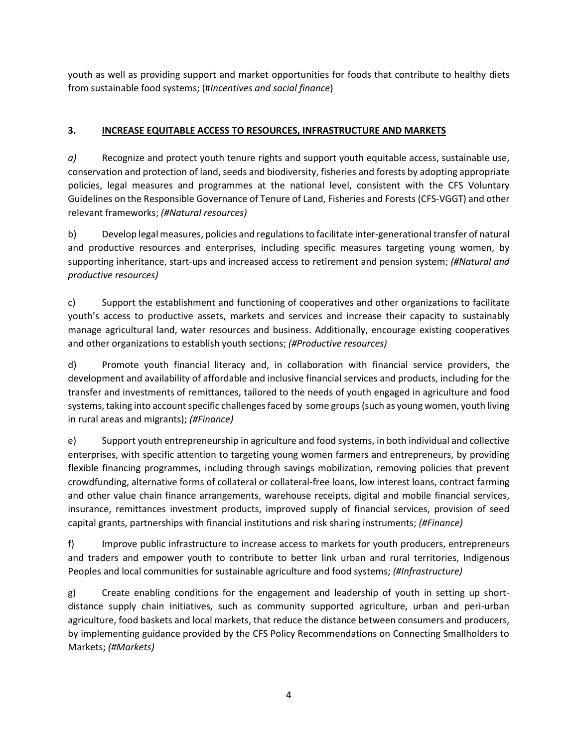youth as well as providing support and market opportunities for foods that contribute to healthy diets from sustainable food systems; (#*Incentives and social finance*)

## 3. <u>INCREASE EQUITABLE ACCESS TO RESOURCES, INFRASTRUCTURE AND MARKETS</u>

*a)* Recognize and protect youth tenure rights and support youth equitable access, sustainable use, conservation and protection of land, seeds and biodiversity, fisheries and forests by adopting appropriate policies, legal measures and programmes at the national level, consistent with the CFS Voluntary Guidelines on the Responsible Governance of Tenure of Land, Fisheries and Forests (CFS-VGGT) and other relevant frameworks; *(#Natural resources)*

b) Develop legal measures, policies and regulations to facilitate inter-generational transfer of natural and productive resources and enterprises, including specific measures targeting young women, by supporting inheritance, start-ups and increased access to retirement and pension system; *(#Natural and productive resources)*

c) Support the establishment and functioning of cooperatives and other organizations to facilitate youth's access to productive assets, markets and services and increase their capacity to sustainably manage agricultural land, water resources and business. Additionally, encourage existing cooperatives and other organizations to establish youth sections; *(#Productive resources)*

d) Promote youth financial literacy and, in collaboration with financial service providers, the development and availability of affordable and inclusive financial services and products, including for the transfer and investments of remittances, tailored to the needs of youth engaged in agriculture and food systems, taking into account specific challenges faced by some groups (such as young women, youth living in rural areas and migrants); *(#Finance)*

e) Support youth entrepreneurship in agriculture and food systems, in both individual and collective enterprises, with specific attention to targeting young women farmers and entrepreneurs, by providing flexible financing programmes, including through savings mobilization, removing policies that prevent crowdfunding, alternative forms of collateral or collateral-free loans, low interest loans, contract farming and other value chain finance arrangements, warehouse receipts, digital and mobile financial services, insurance, remittances investment products, improved supply of financial services, provision of seed capital grants, partnerships with financial institutions and risk sharing instruments; *(#Finance)*

f) Improve public infrastructure to increase access to markets for youth producers, entrepreneurs and traders and empower youth to contribute to better link urban and rural territories, Indigenous Peoples and local communities for sustainable agriculture and food systems; *(#Infrastructure)*

g) Create enabling conditions for the engagement and leadership of youth in setting up short-distance supply chain initiatives, such as community supported agriculture, urban and peri-urban agriculture, food baskets and local markets, that reduce the distance between consumers and producers, by implementing guidance provided by the CFS Policy Recommendations on Connecting Smallholders to Markets; *(#Markets)*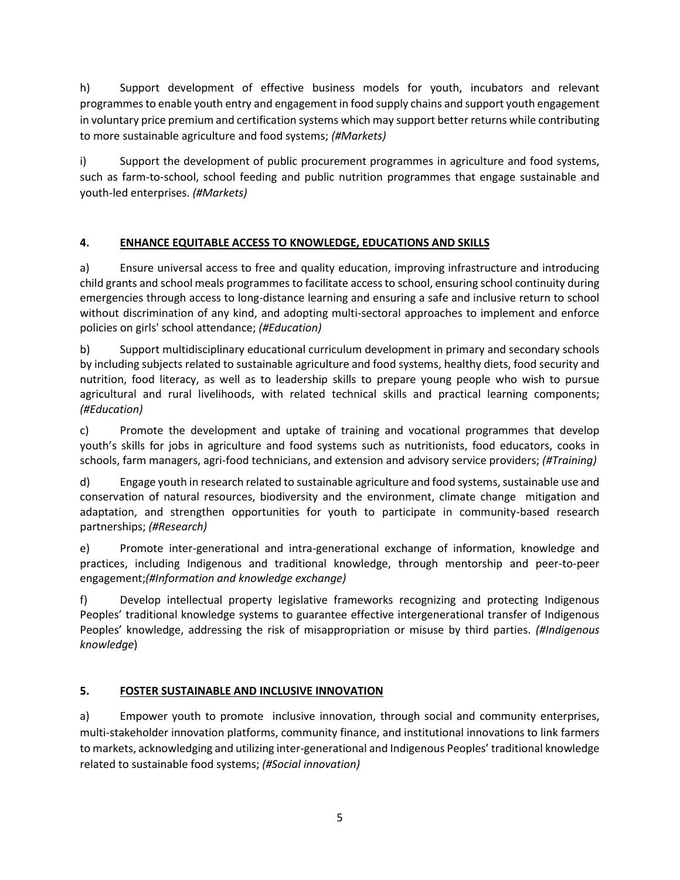h) Support development of effective business models for youth, incubators and relevant programmes to enable youth entry and engagement in food supply chains and support youth engagement in voluntary price premium and certification systems which may support better returns while contributing to more sustainable agriculture and food systems; *(#Markets)*

i) Support the development of public procurement programmes in agriculture and food systems, such as farm-to-school, school feeding and public nutrition programmes that engage sustainable and youth-led enterprises. *(#Markets)*

## 4. ENHANCE EQUITABLE ACCESS TO KNOWLEDGE, EDUCATIONS AND SKILLS

a) Ensure universal access to free and quality education, improving infrastructure and introducing child grants and school meals programmes to facilitate access to school, ensuring school continuity during emergencies through access to long-distance learning and ensuring a safe and inclusive return to school without discrimination of any kind, and adopting multi-sectoral approaches to implement and enforce policies on girls' school attendance; *(#Education)*

b) Support multidisciplinary educational curriculum development in primary and secondary schools by including subjects related to sustainable agriculture and food systems, healthy diets, food security and nutrition, food literacy, as well as to leadership skills to prepare young people who wish to pursue agricultural and rural livelihoods, with related technical skills and practical learning components; *(#Education)*

c) Promote the development and uptake of training and vocational programmes that develop youth's skills for jobs in agriculture and food systems such as nutritionists, food educators, cooks in schools, farm managers, agri-food technicians, and extension and advisory service providers; *(#Training)*

d) Engage youth in research related to sustainable agriculture and food systems, sustainable use and conservation of natural resources, biodiversity and the environment, climate change mitigation and adaptation, and strengthen opportunities for youth to participate in community-based research partnerships; *(#Research)*

e) Promote inter-generational and intra-generational exchange of information, knowledge and practices, including Indigenous and traditional knowledge, through mentorship and peer-to-peer engagement;*(#Information and knowledge exchange)*

f) Develop intellectual property legislative frameworks recognizing and protecting Indigenous Peoples' traditional knowledge systems to guarantee effective intergenerational transfer of Indigenous Peoples' knowledge, addressing the risk of misappropriation or misuse by third parties. *(#Indigenous knowledge)*

## 5. FOSTER SUSTAINABLE AND INCLUSIVE INNOVATION

a) Empower youth to promote inclusive innovation, through social and community enterprises, multi-stakeholder innovation platforms, community finance, and institutional innovations to link farmers to markets, acknowledging and utilizing inter-generational and Indigenous Peoples' traditional knowledge related to sustainable food systems; *(#Social innovation)*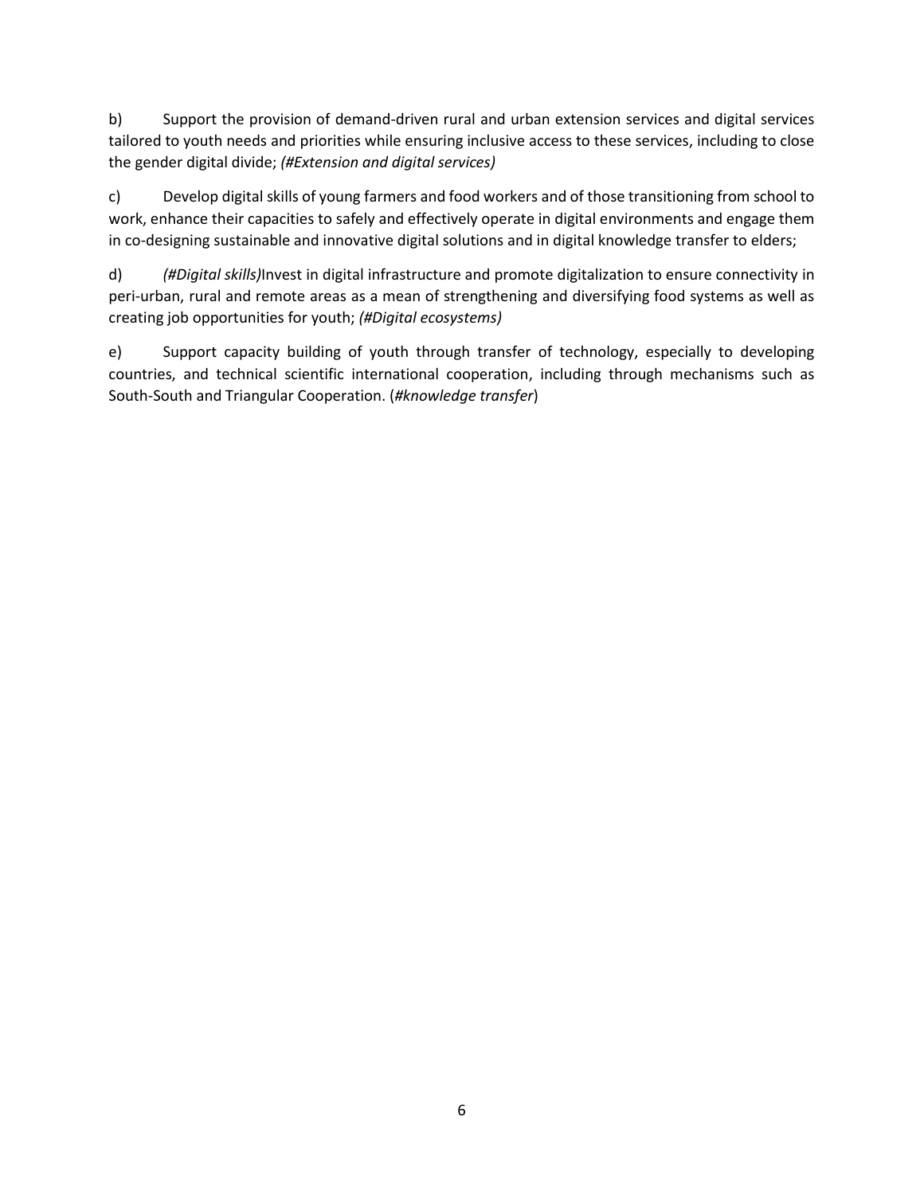b) Support the provision of demand-driven rural and urban extension services and digital services tailored to youth needs and priorities while ensuring inclusive access to these services, including to close the gender digital divide; *(#Extension and digital services)*

c) Develop digital skills of young farmers and food workers and of those transitioning from school to work, enhance their capacities to safely and effectively operate in digital environments and engage them in co-designing sustainable and innovative digital solutions and in digital knowledge transfer to elders;

d) *(#Digital skills)*Invest in digital infrastructure and promote digitalization to ensure connectivity in peri-urban, rural and remote areas as a mean of strengthening and diversifying food systems as well as creating job opportunities for youth; *(#Digital ecosystems)*

e) Support capacity building of youth through transfer of technology, especially to developing countries, and technical scientific international cooperation, including through mechanisms such as South-South and Triangular Cooperation. (*#knowledge transfer*)